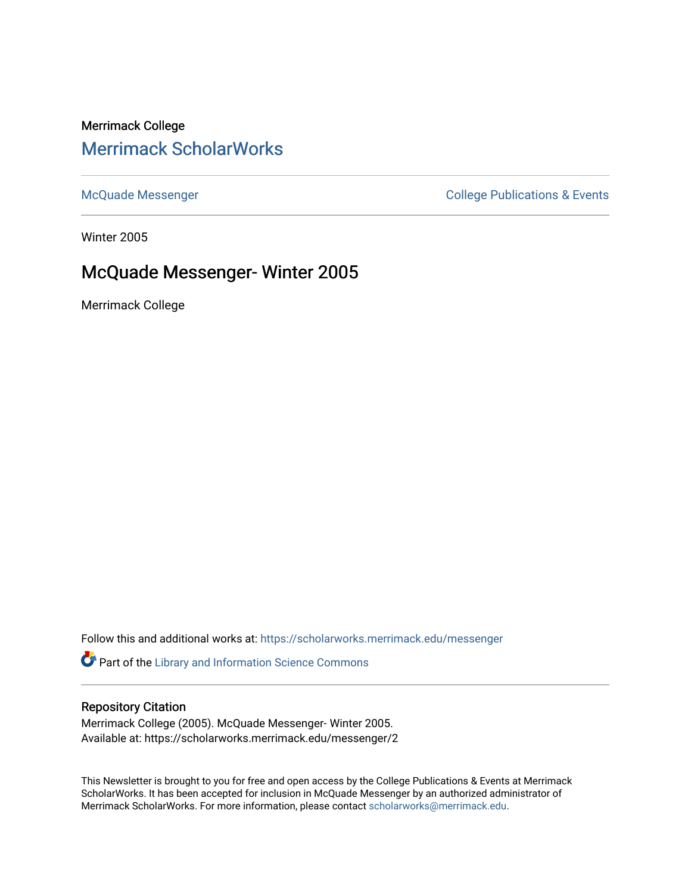Merrimack College

# Merrimack ScholarWorks

McQuade Messenger | College Publications & Events

Winter 2005

## McQuade Messenger- Winter 2005

Merrimack College

Follow this and additional works at: https://scholarworks.merrimack.edu/messenger

Part of the Library and Information Science Commons

### Repository Citation

Merrimack College (2005). McQuade Messenger- Winter 2005.
Available at: https://scholarworks.merrimack.edu/messenger/2

This Newsletter is brought to you for free and open access by the College Publications & Events at Merrimack ScholarWorks. It has been accepted for inclusion in McQuade Messenger by an authorized administrator of Merrimack ScholarWorks. For more information, please contact scholarworks@merrimack.edu.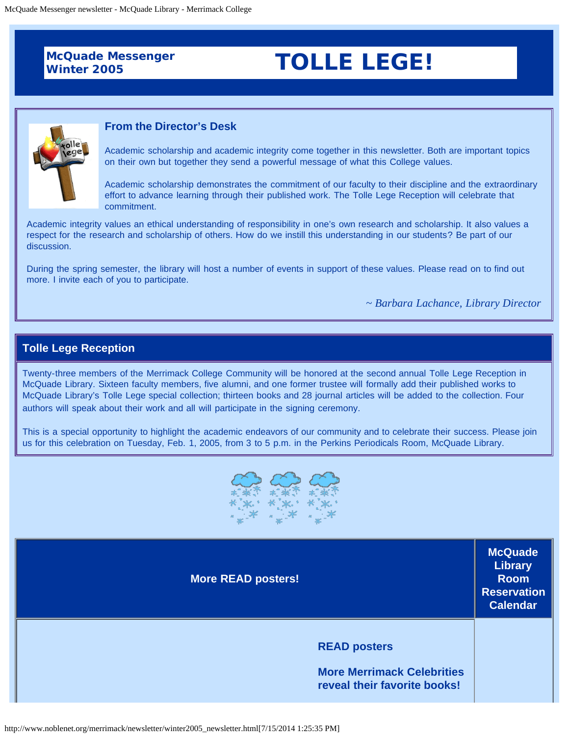McQuade Messenger
Winter 2005

# TOLLE LEGE!

## From the Director's Desk

Academic scholarship and academic integrity come together in this newsletter. Both are important topics on their own but together they send a powerful message of what this College values.

Academic scholarship demonstrates the commitment of our faculty to their discipline and the extraordinary effort to advance learning through their published work. The Tolle Lege Reception will celebrate that commitment.

Academic integrity values an ethical understanding of responsibility in one's own research and scholarship. It also values a respect for the research and scholarship of others. How do we instill this understanding in our students? Be part of our discussion.

During the spring semester, the library will host a number of events in support of these values. Please read on to find out more. I invite each of you to participate.

*~ Barbara Lachance, Library Director*

## Tolle Lege Reception

Twenty-three members of the Merrimack College Community will be honored at the second annual Tolle Lege Reception in McQuade Library. Sixteen faculty members, five alumni, and one former trustee will formally add their published works to McQuade Library's Tolle Lege special collection; thirteen books and 28 journal articles will be added to the collection. Four authors will speak about their work and all will participate in the signing ceremony.

This is a special opportunity to highlight the academic endeavors of our community and to celebrate their success. Please join us for this celebration on Tuesday, Feb. 1, 2005, from 3 to 5 p.m. in the Perkins Periodicals Room, McQuade Library.

| More READ posters! | McQuade Library Room Reservation Calendar |
| --- | --- |
| **READ posters**<br><br>**More Merrimack Celebrities reveal their favorite books!** | |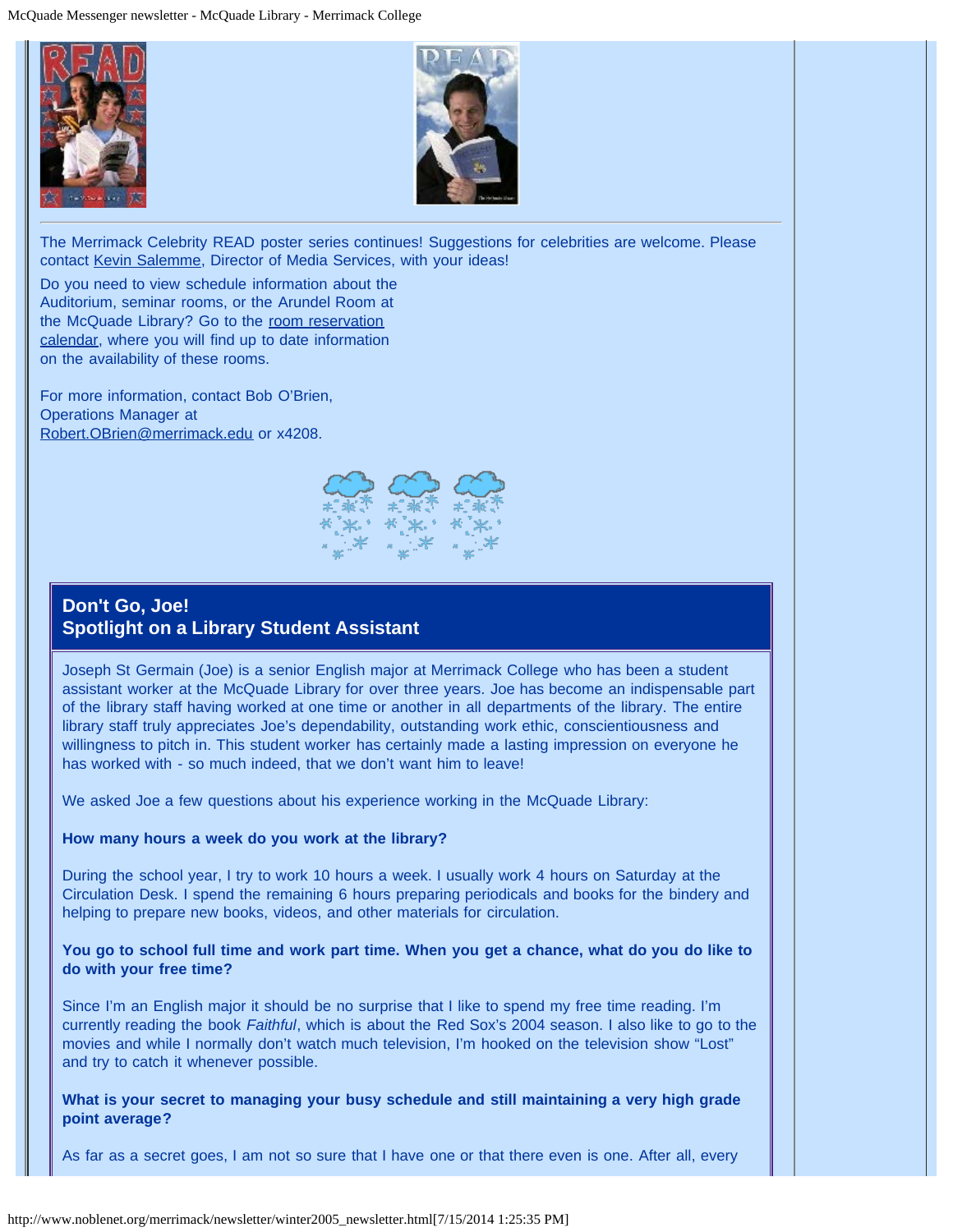The Merrimack Celebrity READ poster series continues! Suggestions for celebrities are welcome. Please contact Kevin Salemme, Director of Media Services, with your ideas!

Do you need to view schedule information about the Auditorium, seminar rooms, or the Arundel Room at the McQuade Library? Go to the room reservation calendar, where you will find up to date information on the availability of these rooms.

For more information, contact Bob O'Brien, Operations Manager at Robert.OBrien@merrimack.edu or x4208.

## Don't Go, Joe!
## Spotlight on a Library Student Assistant

Joseph St Germain (Joe) is a senior English major at Merrimack College who has been a student assistant worker at the McQuade Library for over three years. Joe has become an indispensable part of the library staff having worked at one time or another in all departments of the library. The entire library staff truly appreciates Joe's dependability, outstanding work ethic, conscientiousness and willingness to pitch in. This student worker has certainly made a lasting impression on everyone he has worked with - so much indeed, that we don't want him to leave!

We asked Joe a few questions about his experience working in the McQuade Library:

**How many hours a week do you work at the library?**

During the school year, I try to work 10 hours a week. I usually work 4 hours on Saturday at the Circulation Desk. I spend the remaining 6 hours preparing periodicals and books for the bindery and helping to prepare new books, videos, and other materials for circulation.

**You go to school full time and work part time. When you get a chance, what do you do like to do with your free time?**

Since I'm an English major it should be no surprise that I like to spend my free time reading. I'm currently reading the book *Faithful*, which is about the Red Sox's 2004 season. I also like to go to the movies and while I normally don't watch much television, I'm hooked on the television show "Lost" and try to catch it whenever possible.

**What is your secret to managing your busy schedule and still maintaining a very high grade point average?**

As far as a secret goes, I am not so sure that I have one or that there even is one. After all, every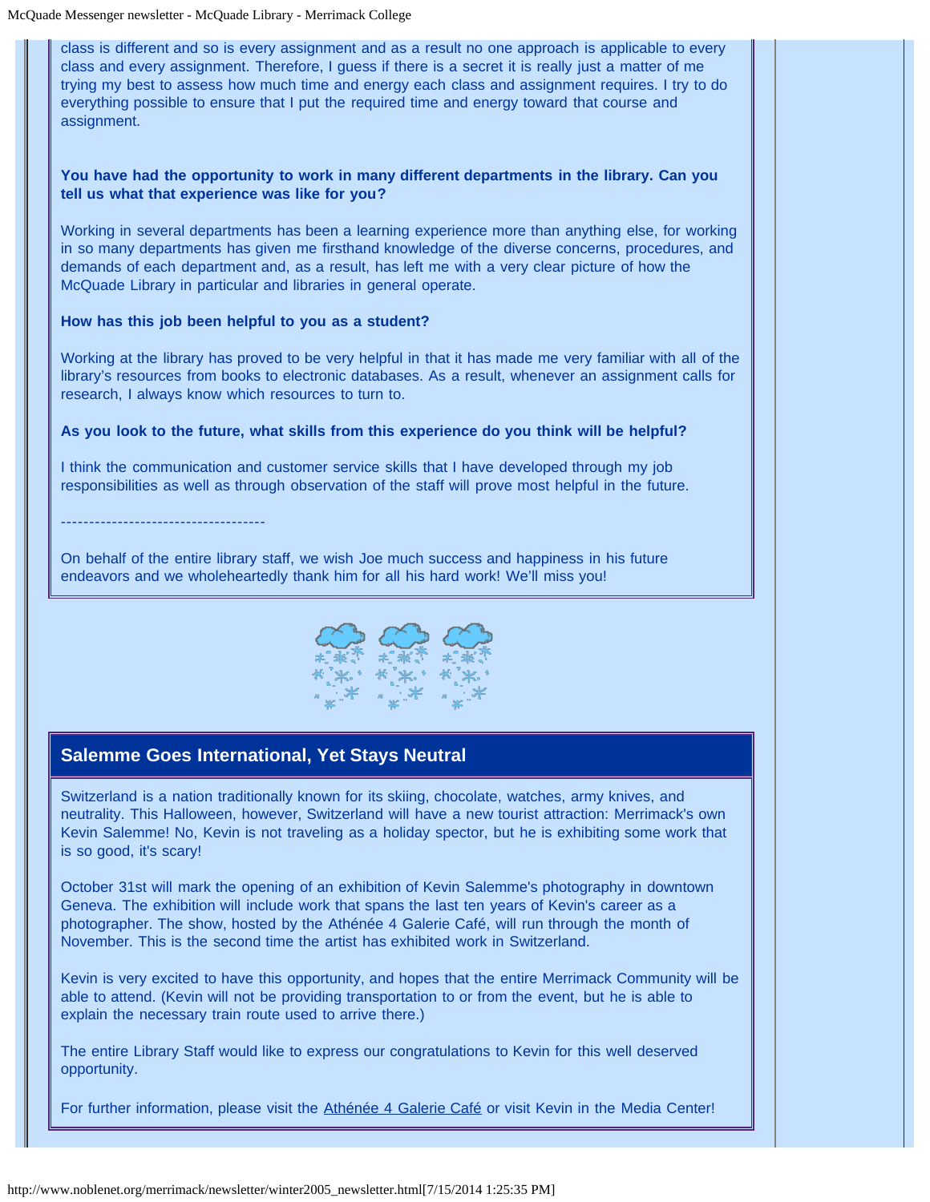class is different and so is every assignment and as a result no one approach is applicable to every class and every assignment. Therefore, I guess if there is a secret it is really just a matter of me trying my best to assess how much time and energy each class and assignment requires. I try to do everything possible to ensure that I put the required time and energy toward that course and assignment.

**You have had the opportunity to work in many different departments in the library. Can you tell us what that experience was like for you?**

Working in several departments has been a learning experience more than anything else, for working in so many departments has given me firsthand knowledge of the diverse concerns, procedures, and demands of each department and, as a result, has left me with a very clear picture of how the McQuade Library in particular and libraries in general operate.

**How has this job been helpful to you as a student?**

Working at the library has proved to be very helpful in that it has made me very familiar with all of the library's resources from books to electronic databases. As a result, whenever an assignment calls for research, I always know which resources to turn to.

**As you look to the future, what skills from this experience do you think will be helpful?**

I think the communication and customer service skills that I have developed through my job responsibilities as well as through observation of the staff will prove most helpful in the future.

------------------------------------

On behalf of the entire library staff, we wish Joe much success and happiness in his future endeavors and we wholeheartedly thank him for all his hard work! We'll miss you!

## Salemme Goes International, Yet Stays Neutral

Switzerland is a nation traditionally known for its skiing, chocolate, watches, army knives, and neutrality. This Halloween, however, Switzerland will have a new tourist attraction: Merrimack's own Kevin Salemme! No, Kevin is not traveling as a holiday spector, but he is exhibiting some work that is so good, it's scary!

October 31st will mark the opening of an exhibition of Kevin Salemme's photography in downtown Geneva. The exhibition will include work that spans the last ten years of Kevin's career as a photographer. The show, hosted by the Athénée 4 Galerie Café, will run through the month of November. This is the second time the artist has exhibited work in Switzerland.

Kevin is very excited to have this opportunity, and hopes that the entire Merrimack Community will be able to attend. (Kevin will not be providing transportation to or from the event, but he is able to explain the necessary train route used to arrive there.)

The entire Library Staff would like to express our congratulations to Kevin for this well deserved opportunity.

For further information, please visit the Athénée 4 Galerie Café or visit Kevin in the Media Center!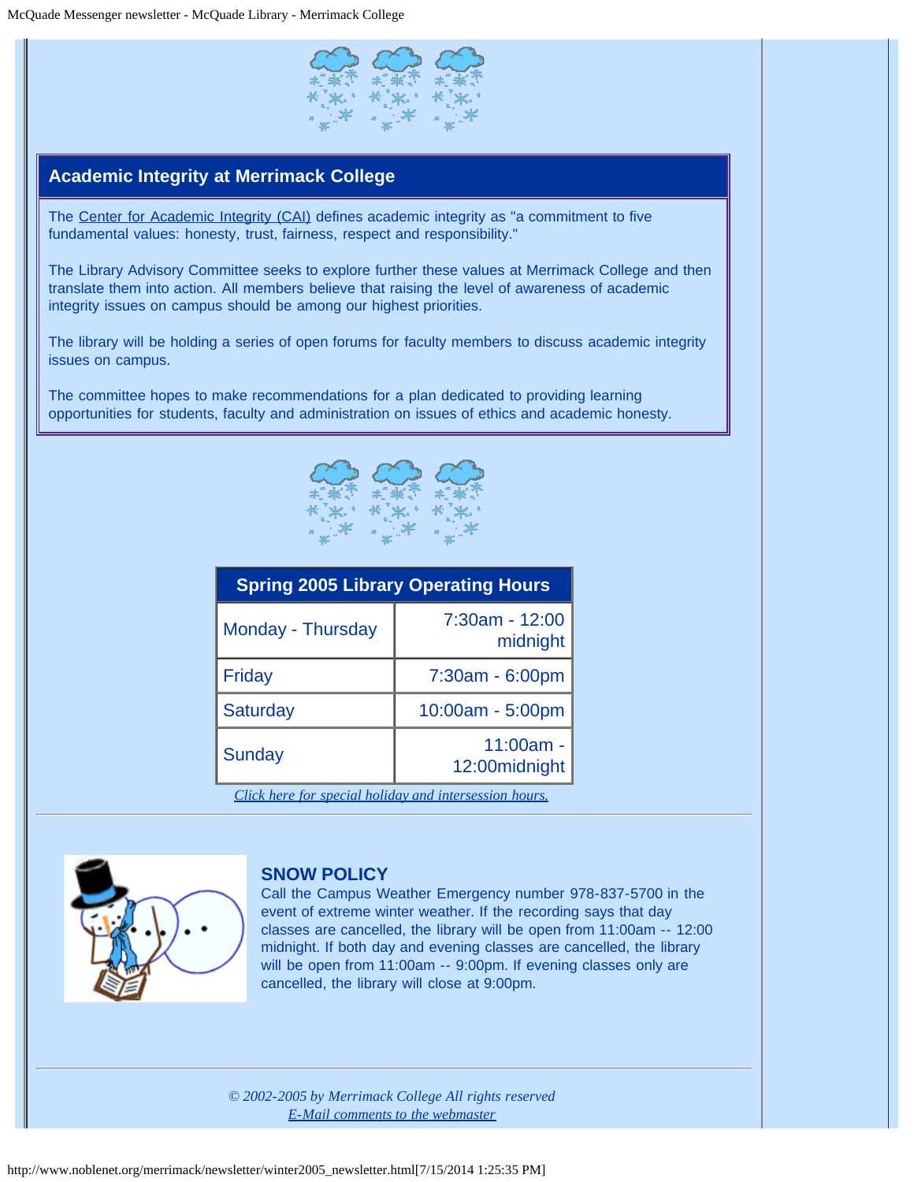## Academic Integrity at Merrimack College

The Center for Academic Integrity (CAI) defines academic integrity as "a commitment to five fundamental values: honesty, trust, fairness, respect and responsibility."

The Library Advisory Committee seeks to explore further these values at Merrimack College and then translate them into action. All members believe that raising the level of awareness of academic integrity issues on campus should be among our highest priorities.

The library will be holding a series of open forums for faculty members to discuss academic integrity issues on campus.

The committee hopes to make recommendations for a plan dedicated to providing learning opportunities for students, faculty and administration on issues of ethics and academic honesty.

| Spring 2005 Library Operating Hours | |
|---|---|
| Monday - Thursday | 7:30am - 12:00 midnight |
| Friday | 7:30am - 6:00pm |
| Saturday | 10:00am - 5:00pm |
| Sunday | 11:00am - 12:00midnight |

*Click here for special holiday and intersession hours.*

---

### SNOW POLICY

Call the Campus Weather Emergency number 978-837-5700 in the event of extreme winter weather. If the recording says that day classes are cancelled, the library will be open from 11:00am -- 12:00 midnight. If both day and evening classes are cancelled, the library will be open from 11:00am -- 9:00pm. If evening classes only are cancelled, the library will close at 9:00pm.

---

*© 2002-2005 by Merrimack College All rights reserved*

*E-Mail comments to the webmaster*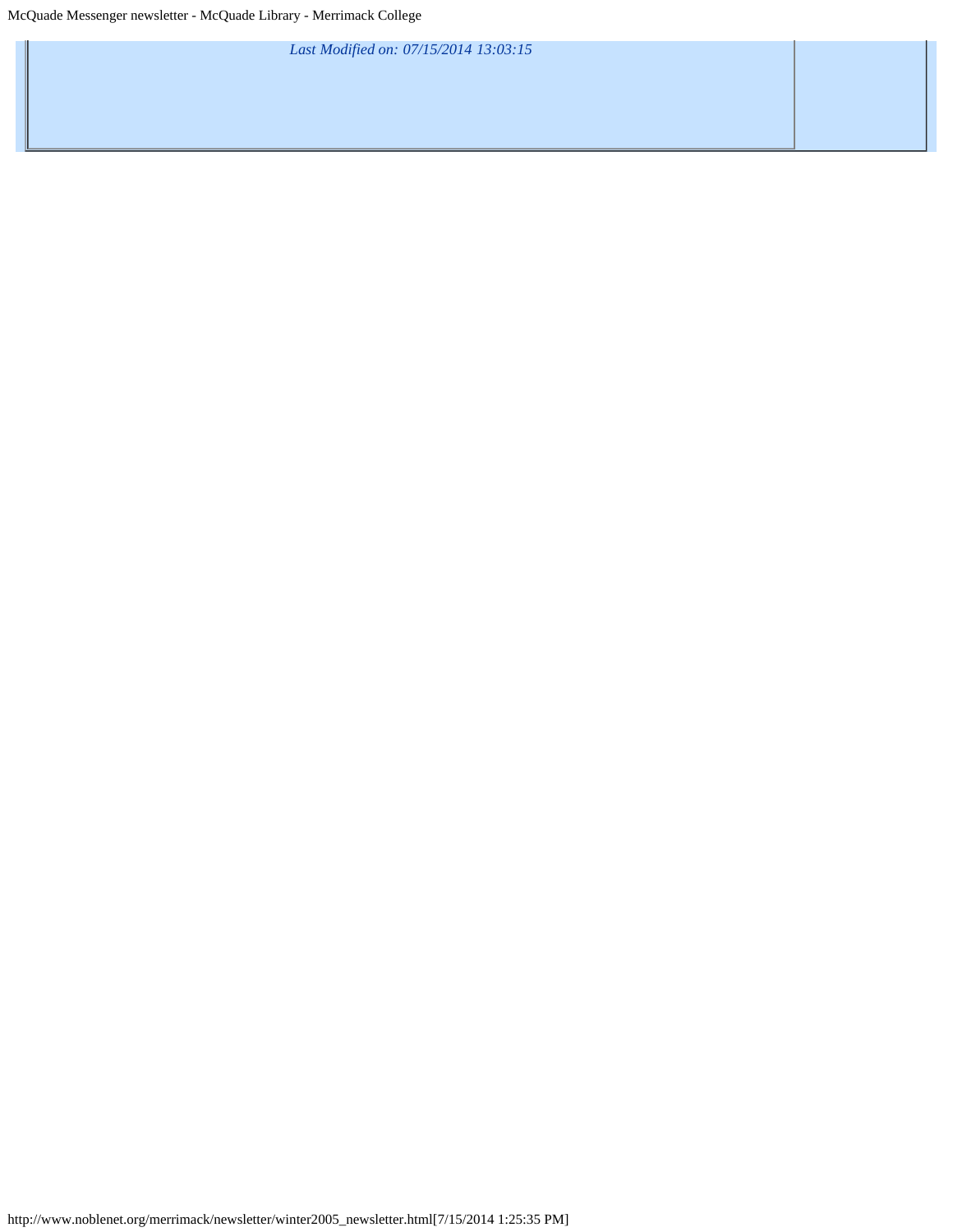*Last Modified on: 07/15/2014 13:03:15*